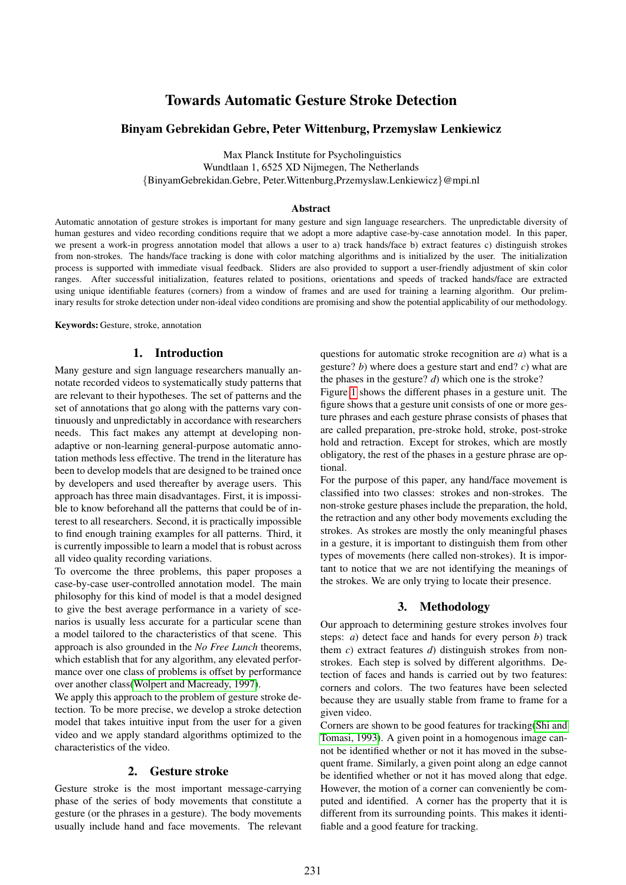# Towards Automatic Gesture Stroke Detection

**Binyam Gebrekidan Gebre, Peter Wittenburg, Przemyslaw Lenkiewicz**

Max Planck Institute for Psycholinguistics
Wundtlaan 1, 6525 XD Nijmegen, The Netherlands
{BinyamGebrekidan.Gebre, Peter.Wittenburg,Przemyslaw.Lenkiewicz}@mpi.nl

### Abstract

Automatic annotation of gesture strokes is important for many gesture and sign language researchers. The unpredictable diversity of human gestures and video recording conditions require that we adopt a more adaptive case-by-case annotation model. In this paper, we present a work-in progress annotation model that allows a user to a) track hands/face b) extract features c) distinguish strokes from non-strokes. The hands/face tracking is done with color matching algorithms and is initialized by the user. The initialization process is supported with immediate visual feedback. Sliders are also provided to support a user-friendly adjustment of skin color ranges. After successful initialization, features related to positions, orientations and speeds of tracked hands/face are extracted using unique identifiable features (corners) from a window of frames and are used for training a learning algorithm. Our preliminary results for stroke detection under non-ideal video conditions are promising and show the potential applicability of our methodology.

**Keywords:** Gesture, stroke, annotation

## 1. Introduction

Many gesture and sign language researchers manually annotate recorded videos to systematically study patterns that are relevant to their hypotheses. The set of patterns and the set of annotations that go along with the patterns vary continuously and unpredictably in accordance with researchers needs. This fact makes any attempt at developing non-adaptive or non-learning general-purpose automatic annotation methods less effective. The trend in the literature has been to develop models that are designed to be trained once by developers and used thereafter by average users. This approach has three main disadvantages. First, it is impossible to know beforehand all the patterns that could be of interest to all researchers. Second, it is practically impossible to find enough training examples for all patterns. Third, it is currently impossible to learn a model that is robust across all video quality recording variations.

To overcome the three problems, this paper proposes a case-by-case user-controlled annotation model. The main philosophy for this kind of model is that a model designed to give the best average performance in a variety of scenarios is usually less accurate for a particular scene than a model tailored to the characteristics of that scene. This approach is also grounded in the *No Free Lunch* theorems, which establish that for any algorithm, any elevated performance over one class of problems is offset by performance over another class(Wolpert and Macready, 1997).

We apply this approach to the problem of gesture stroke detection. To be more precise, we develop a stroke detection model that takes intuitive input from the user for a given video and we apply standard algorithms optimized to the characteristics of the video.

## 2. Gesture stroke

Gesture stroke is the most important message-carrying phase of the series of body movements that constitute a gesture (or the phrases in a gesture). The body movements usually include hand and face movements. The relevant questions for automatic stroke recognition are *a*) what is a gesture? *b*) where does a gesture start and end? *c*) what are the phases in the gesture? *d*) which one is the stroke?

Figure 1 shows the different phases in a gesture unit. The figure shows that a gesture unit consists of one or more gesture phrases and each gesture phrase consists of phases that are called preparation, pre-stroke hold, stroke, post-stroke hold and retraction. Except for strokes, which are mostly obligatory, the rest of the phases in a gesture phrase are optional.

For the purpose of this paper, any hand/face movement is classified into two classes: strokes and non-strokes. The non-stroke gesture phases include the preparation, the hold, the retraction and any other body movements excluding the strokes. As strokes are mostly the only meaningful phases in a gesture, it is important to distinguish them from other types of movements (here called non-strokes). It is important to notice that we are not identifying the meanings of the strokes. We are only trying to locate their presence.

## 3. Methodology

Our approach to determining gesture strokes involves four steps: *a*) detect face and hands for every person *b*) track them *c*) extract features *d*) distinguish strokes from non-strokes. Each step is solved by different algorithms. Detection of faces and hands is carried out by two features: corners and colors. The two features have been selected because they are usually stable from frame to frame for a given video.

Corners are shown to be good features for tracking(Shi and Tomasi, 1993). A given point in a homogenous image cannot be identified whether or not it has moved in the subsequent frame. Similarly, a given point along an edge cannot be identified whether or not it has moved along that edge. However, the motion of a corner can conveniently be computed and identified. A corner has the property that it is different from its surrounding points. This makes it identifiable and a good feature for tracking.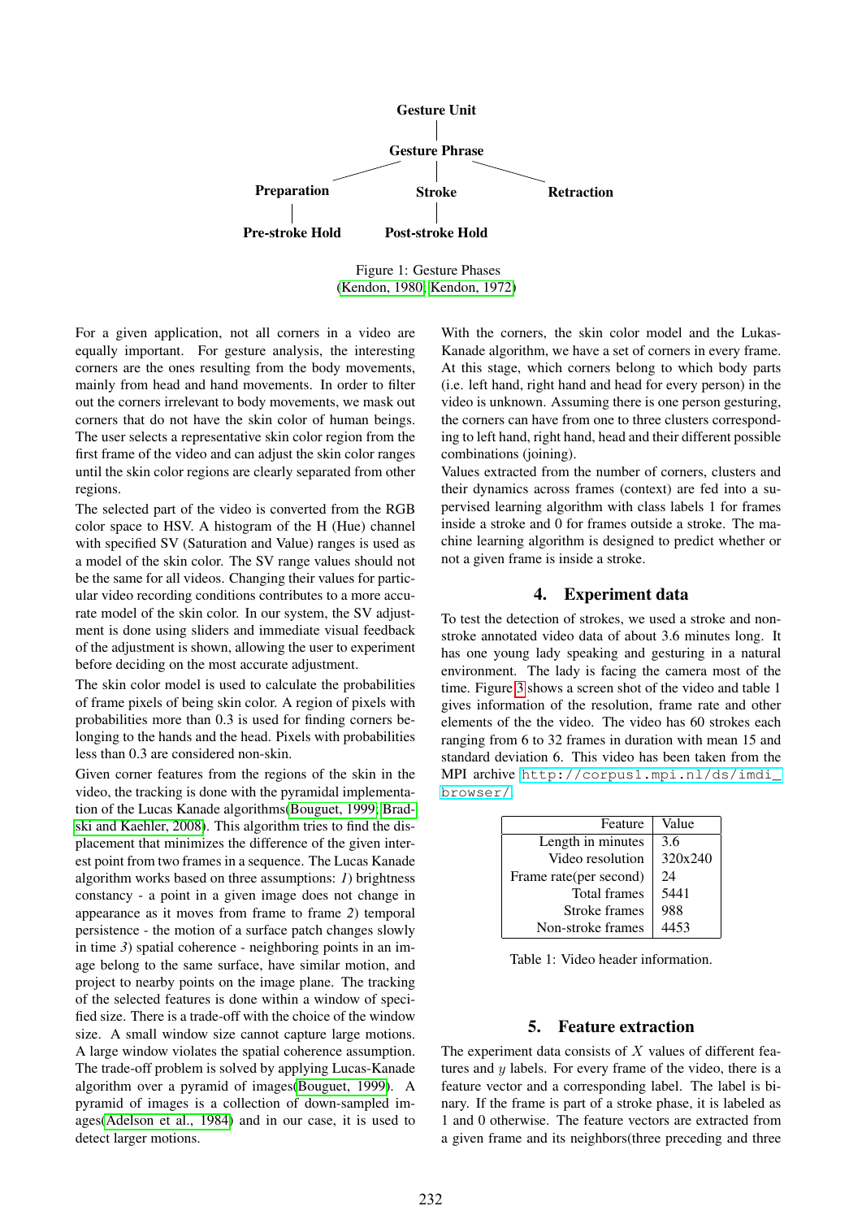Gesture Unit
Gesture Phrase
Preparation — Stroke — Retraction
Pre-stroke Hold — Post-stroke Hold

Figure 1: Gesture Phases (Kendon, 1980; Kendon, 1972)

For a given application, not all corners in a video are equally important. For gesture analysis, the interesting corners are the ones resulting from the body movements, mainly from head and hand movements. In order to filter out the corners irrelevant to body movements, we mask out corners that do not have the skin color of human beings. The user selects a representative skin color region from the first frame of the video and can adjust the skin color ranges until the skin color regions are clearly separated from other regions.

The selected part of the video is converted from the RGB color space to HSV. A histogram of the H (Hue) channel with specified SV (Saturation and Value) ranges is used as a model of the skin color. The SV range values should not be the same for all videos. Changing their values for particular video recording conditions contributes to a more accurate model of the skin color. In our system, the SV adjustment is done using sliders and immediate visual feedback of the adjustment is shown, allowing the user to experiment before deciding on the most accurate adjustment.

The skin color model is used to calculate the probabilities of frame pixels of being skin color. A region of pixels with probabilities more than 0.3 is used for finding corners belonging to the hands and the head. Pixels with probabilities less than 0.3 are considered non-skin.

Given corner features from the regions of the skin in the video, the tracking is done with the pyramidal implementation of the Lucas Kanade algorithms(Bouguet, 1999; Bradski and Kaehler, 2008). This algorithm tries to find the displacement that minimizes the difference of the given interest point from two frames in a sequence. The Lucas Kanade algorithm works based on three assumptions: *1)* brightness constancy - a point in a given image does not change in appearance as it moves from frame to frame *2)* temporal persistence - the motion of a surface patch changes slowly in time *3)* spatial coherence - neighboring points in an image belong to the same surface, have similar motion, and project to nearby points on the image plane. The tracking of the selected features is done within a window of specified size. There is a trade-off with the choice of the window size. A small window size cannot capture large motions. A large window violates the spatial coherence assumption. The trade-off problem is solved by applying Lucas-Kanade algorithm over a pyramid of images(Bouguet, 1999). A pyramid of images is a collection of down-sampled images(Adelson et al., 1984) and in our case, it is used to detect larger motions.

With the corners, the skin color model and the Lukas-Kanade algorithm, we have a set of corners in every frame. At this stage, which corners belong to which body parts (i.e. left hand, right hand and head for every person) in the video is unknown. Assuming there is one person gesturing, the corners can have from one to three clusters corresponding to left hand, right hand, head and their different possible combinations (joining).

Values extracted from the number of corners, clusters and their dynamics across frames (context) are fed into a supervised learning algorithm with class labels 1 for frames inside a stroke and 0 for frames outside a stroke. The machine learning algorithm is designed to predict whether or not a given frame is inside a stroke.

## 4. Experiment data

To test the detection of strokes, we used a stroke and non-stroke annotated video data of about 3.6 minutes long. It has one young lady speaking and gesturing in a natural environment. The lady is facing the camera most of the time. Figure 3 shows a screen shot of the video and table 1 gives information of the resolution, frame rate and other elements of the the video. The video has 60 strokes each ranging from 6 to 32 frames in duration with mean 15 and standard deviation 6. This video has been taken from the MPI archive http://corpus1.mpi.nl/ds/imdi_browser/.

| Feature | Value |
|---:|---|
| Length in minutes | 3.6 |
| Video resolution | 320x240 |
| Frame rate(per second) | 24 |
| Total frames | 5441 |
| Stroke frames | 988 |
| Non-stroke frames | 4453 |

Table 1: Video header information.

## 5. Feature extraction

The experiment data consists of $X$ values of different features and $y$ labels. For every frame of the video, there is a feature vector and a corresponding label. The label is binary. If the frame is part of a stroke phase, it is labeled as 1 and 0 otherwise. The feature vectors are extracted from a given frame and its neighbors(three preceding and three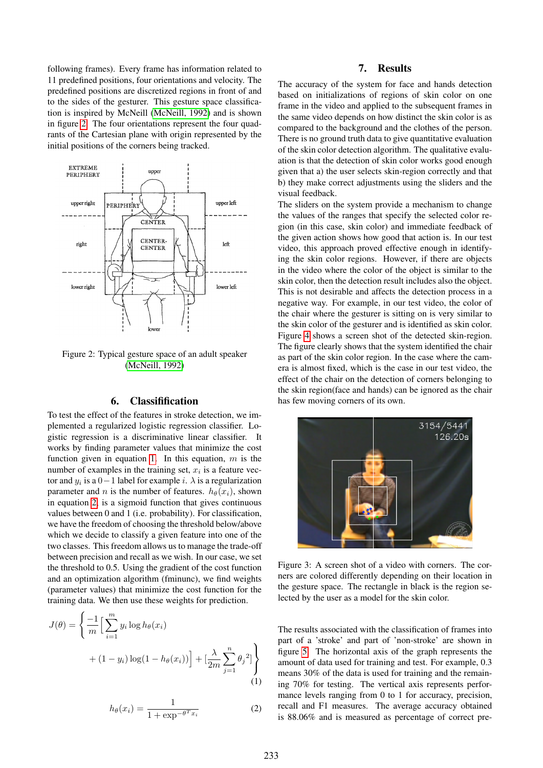following frames). Every frame has information related to 11 predefined positions, four orientations and velocity. The predefined positions are discretized regions in front of and to the sides of the gesturer. This gesture space classification is inspired by McNeill (McNeill, 1992) and is shown in figure 2. The four orientations represent the four quadrants of the Cartesian plane with origin represented by the initial positions of the corners being tracked.

Figure 2: Typical gesture space of an adult speaker (McNeill, 1992)

## 6. Classifification

To test the effect of the features in stroke detection, we implemented a regularized logistic regression classifier. Logistic regression is a discriminative linear classifier. It works by finding parameter values that minimize the cost function given in equation 1. In this equation, $m$ is the number of examples in the training set, $x_i$ is a feature vector and $y_i$ is a $0-1$ label for example $i$. $\lambda$ is a regularization parameter and $n$ is the number of features. $h_\theta(x_i)$, shown in equation 2, is a sigmoid function that gives continuous values between 0 and 1 (i.e. probability). For classification, we have the freedom of choosing the threshold below/above which we decide to classify a given feature into one of the two classes. This freedom allows us to manage the trade-off between precision and recall as we wish. In our case, we set the threshold to 0.5. Using the gradient of the cost function and an optimization algorithm (fminunc), we find weights (parameter values) that minimize the cost function for the training data. We then use these weights for prediction.

$$J(\theta) = \left\{ \frac{-1}{m} \Big[ \sum_{i=1}^{m} y_i \log h_\theta(x_i) + (1 - y_i) \log(1 - h_\theta(x_i)) \Big] + \Big[ \frac{\lambda}{2m} \sum_{j=1}^{n} {\theta_j}^2 \Big] \right\} \quad (1)$$

$$h_\theta(x_i) = \frac{1}{1 + \exp^{-\theta^T x_i}} \quad (2)$$

## 7. Results

The accuracy of the system for face and hands detection based on initializations of regions of skin color on one frame in the video and applied to the subsequent frames in the same video depends on how distinct the skin color is as compared to the background and the clothes of the person. There is no ground truth data to give quantitative evaluation of the skin color detection algorithm. The qualitative evaluation is that the detection of skin color works good enough given that a) the user selects skin-region correctly and that b) they make correct adjustments using the sliders and the visual feedback.

The sliders on the system provide a mechanism to change the values of the ranges that specify the selected color region (in this case, skin color) and immediate feedback of the given action shows how good that action is. In our test video, this approach proved effective enough in identifying the skin color regions. However, if there are objects in the video where the color of the object is similar to the skin color, then the detection result includes also the object. This is not desirable and affects the detection process in a negative way. For example, in our test video, the color of the chair where the gesturer is sitting on is very similar to the skin color of the gesturer and is identified as skin color. Figure 4 shows a screen shot of the detected skin-region. The figure clearly shows that the system identified the chair as part of the skin color region. In the case where the camera is almost fixed, which is the case in our test video, the effect of the chair on the detection of corners belonging to the skin region(face and hands) can be ignored as the chair has few moving corners of its own.

Figure 3: A screen shot of a video with corners. The corners are colored differently depending on their location in the gesture space. The rectangle in black is the region selected by the user as a model for the skin color.

The results associated with the classification of frames into part of a 'stroke' and part of 'non-stroke' are shown in figure 5. The horizontal axis of the graph represents the amount of data used for training and test. For example, 0.3 means 30% of the data is used for training and the remaining 70% for testing. The vertical axis represents performance levels ranging from 0 to 1 for accuracy, precision, recall and F1 measures. The average accuracy obtained is 88.06% and is measured as percentage of correct pre-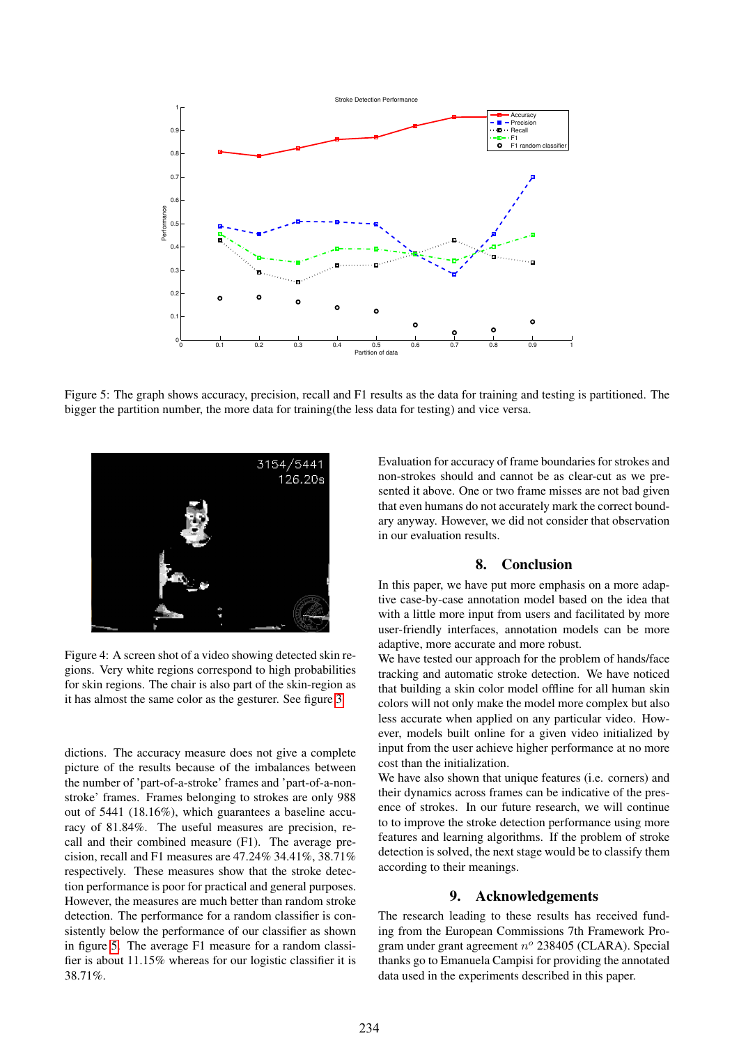Figure 5: The graph shows accuracy, precision, recall and F1 results as the data for training and testing is partitioned. The bigger the partition number, the more data for training(the less data for testing) and vice versa.

Figure 4: A screen shot of a video showing detected skin regions. Very white regions correspond to high probabilities for skin regions. The chair is also part of the skin-region as it has almost the same color as the gesturer. See figure 3.

dictions. The accuracy measure does not give a complete picture of the results because of the imbalances between the number of 'part-of-a-stroke' frames and 'part-of-a-non-stroke' frames. Frames belonging to strokes are only 988 out of 5441 (18.16%), which guarantees a baseline accuracy of 81.84%. The useful measures are precision, recall and their combined measure (F1). The average precision, recall and F1 measures are 47.24% 34.41%, 38.71% respectively. These measures show that the stroke detection performance is poor for practical and general purposes. However, the measures are much better than random stroke detection. The performance for a random classifier is consistently below the performance of our classifier as shown in figure 5. The average F1 measure for a random classifier is about 11.15% whereas for our logistic classifier it is 38.71%.

Evaluation for accuracy of frame boundaries for strokes and non-strokes should and cannot be as clear-cut as we presented it above. One or two frame misses are not bad given that even humans do not accurately mark the correct boundary anyway. However, we did not consider that observation in our evaluation results.

## 8. Conclusion

In this paper, we have put more emphasis on a more adaptive case-by-case annotation model based on the idea that with a little more input from users and facilitated by more user-friendly interfaces, annotation models can be more adaptive, more accurate and more robust.

We have tested our approach for the problem of hands/face tracking and automatic stroke detection. We have noticed that building a skin color model offline for all human skin colors will not only make the model more complex but also less accurate when applied on any particular video. However, models built online for a given video initialized by input from the user achieve higher performance at no more cost than the initialization.

We have also shown that unique features (i.e. corners) and their dynamics across frames can be indicative of the presence of strokes. In our future research, we will continue to to improve the stroke detection performance using more features and learning algorithms. If the problem of stroke detection is solved, the next stage would be to classify them according to their meanings.

## 9. Acknowledgements

The research leading to these results has received funding from the European Commissions 7th Framework Program under grant agreement $n^o$ 238405 (CLARA). Special thanks go to Emanuela Campisi for providing the annotated data used in the experiments described in this paper.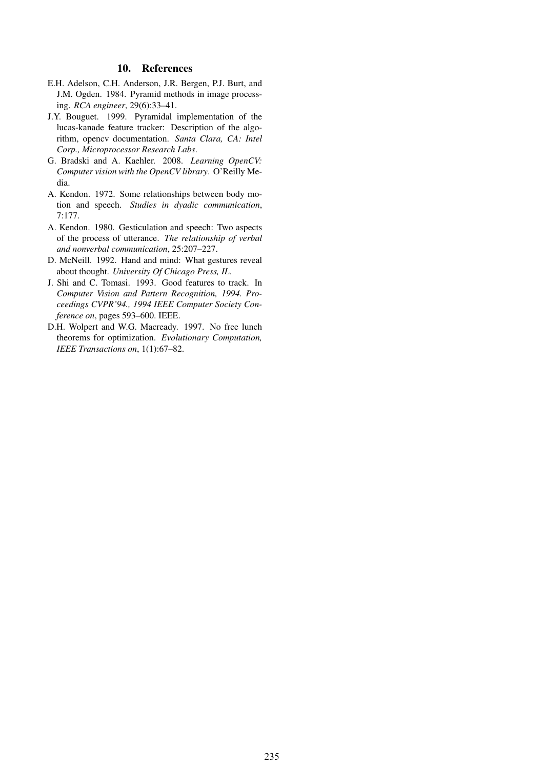## 10. References

E.H. Adelson, C.H. Anderson, J.R. Bergen, P.J. Burt, and J.M. Ogden. 1984. Pyramid methods in image processing. *RCA engineer*, 29(6):33–41.

J.Y. Bouguet. 1999. Pyramidal implementation of the lucas-kanade feature tracker: Description of the algorithm, opencv documentation. *Santa Clara, CA: Intel Corp., Microprocessor Research Labs*.

G. Bradski and A. Kaehler. 2008. *Learning OpenCV: Computer vision with the OpenCV library*. O'Reilly Media.

A. Kendon. 1972. Some relationships between body motion and speech. *Studies in dyadic communication*, 7:177.

A. Kendon. 1980. Gesticulation and speech: Two aspects of the process of utterance. *The relationship of verbal and nonverbal communication*, 25:207–227.

D. McNeill. 1992. Hand and mind: What gestures reveal about thought. *University Of Chicago Press, IL*.

J. Shi and C. Tomasi. 1993. Good features to track. In *Computer Vision and Pattern Recognition, 1994. Proceedings CVPR'94., 1994 IEEE Computer Society Conference on*, pages 593–600. IEEE.

D.H. Wolpert and W.G. Macready. 1997. No free lunch theorems for optimization. *Evolutionary Computation, IEEE Transactions on*, 1(1):67–82.